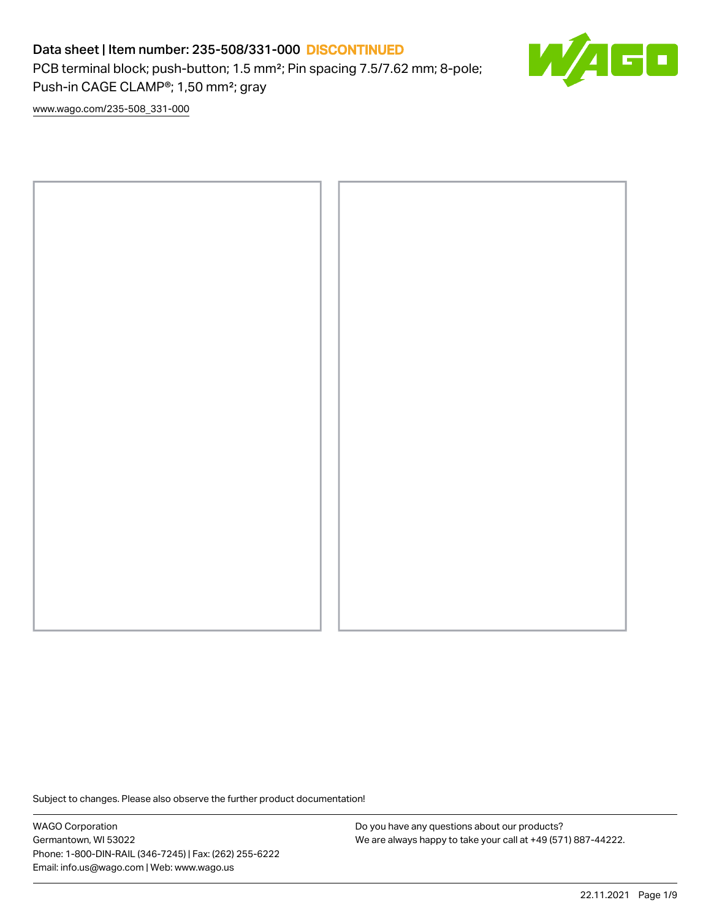# Data sheet | Item number: 235-508/331-000 DISCONTINUED

PCB terminal block; push-button; 1.5 mm²; Pin spacing 7.5/7.62 mm; 8-pole; Push-in CAGE CLAMP®; 1,50 mm²; gray

www.wago.com/235-508_331-000

Subject to changes. Please also observe the further product documentation!

WAGO Corporation
Germantown, WI 53022
Phone: 1-800-DIN-RAIL (346-7245) | Fax: (262) 255-6222
Email: info.us@wago.com | Web: www.wago.us

Do you have any questions about our products?
We are always happy to take your call at +49 (571) 887-44222.

22.11.2021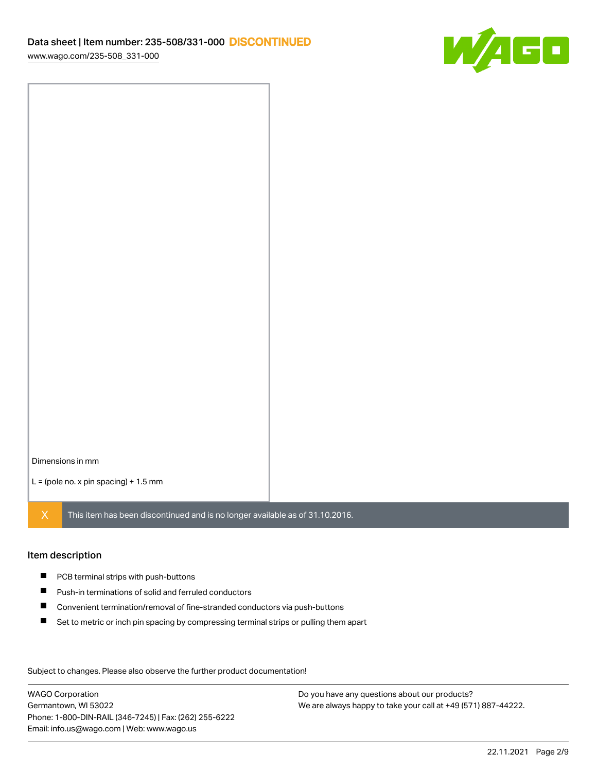Dimensions in mm

L = (pole no. x pin spacing) + 1.5 mm

X This item has been discontinued and is no longer available as of 31.10.2016.

## Item description

- PCB terminal strips with push-buttons
- Push-in terminations of solid and ferruled conductors
- Convenient termination/removal of fine-stranded conductors via push-buttons
- Set to metric or inch pin spacing by compressing terminal strips or pulling them apart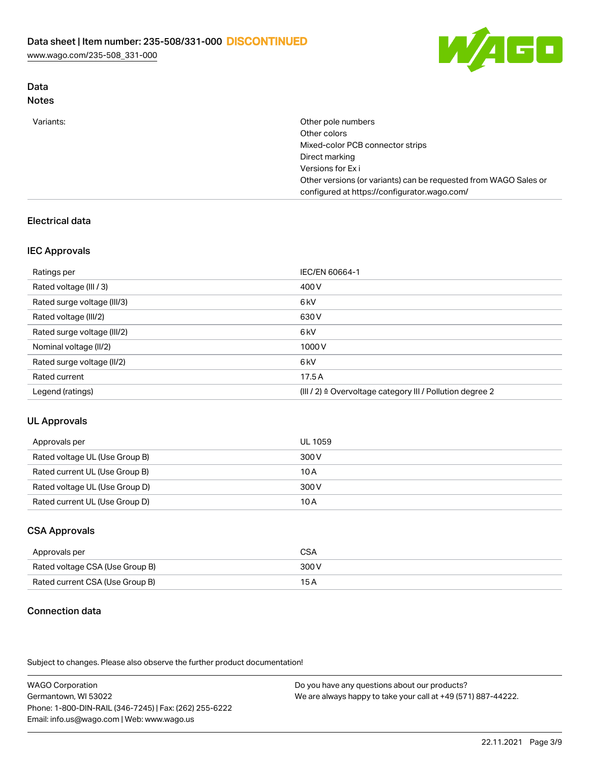## Data

### Notes

| | |
|---|---|
| Variants: | Other pole numbers<br>Other colors<br>Mixed-color PCB connector strips<br>Direct marking<br>Versions for Ex i<br>Other versions (or variants) can be requested from WAGO Sales or configured at https://configurator.wago.com/ |

## Electrical data

### IEC Approvals

| | |
|---|---|
| Ratings per | IEC/EN 60664-1 |
| Rated voltage (III / 3) | 400 V |
| Rated surge voltage (III/3) | 6 kV |
| Rated voltage (III/2) | 630 V |
| Rated surge voltage (III/2) | 6 kV |
| Nominal voltage (II/2) | 1000 V |
| Rated surge voltage (II/2) | 6 kV |
| Rated current | 17.5 A |
| Legend (ratings) | (III / 2) ≙ Overvoltage category III / Pollution degree 2 |

### UL Approvals

| | |
|---|---|
| Approvals per | UL 1059 |
| Rated voltage UL (Use Group B) | 300 V |
| Rated current UL (Use Group B) | 10 A |
| Rated voltage UL (Use Group D) | 300 V |
| Rated current UL (Use Group D) | 10 A |

### CSA Approvals

| | |
|---|---|
| Approvals per | CSA |
| Rated voltage CSA (Use Group B) | 300 V |
| Rated current CSA (Use Group B) | 15 A |

## Connection data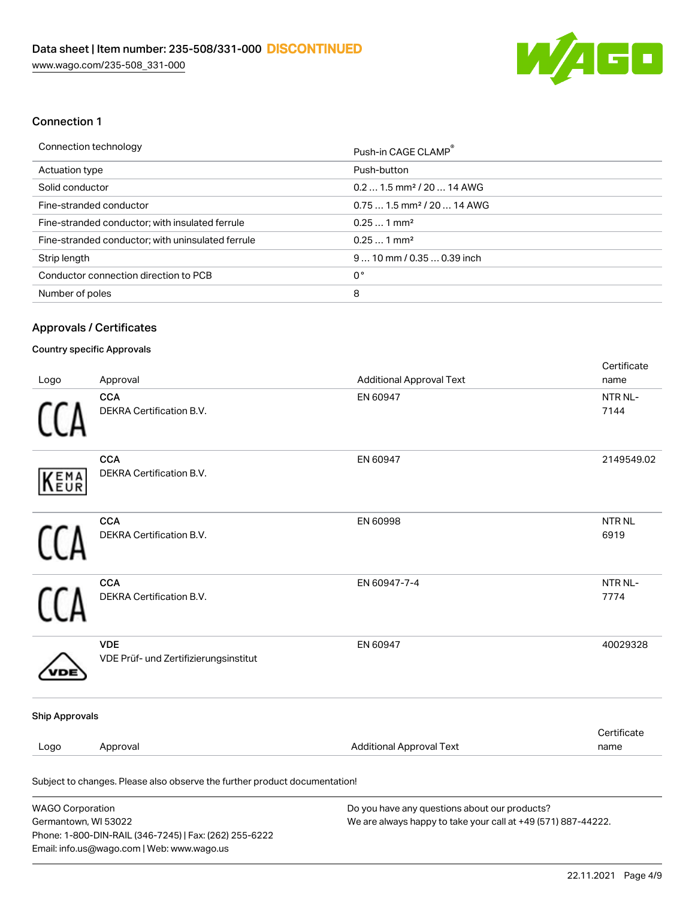### Connection 1

| Connection technology | Push-in CAGE CLAMP® |
|---|---|
| Actuation type | Push-button |
| Solid conductor | 0.2 … 1.5 mm² / 20 … 14 AWG |
| Fine-stranded conductor | 0.75 … 1.5 mm² / 20 … 14 AWG |
| Fine-stranded conductor; with insulated ferrule | 0.25 … 1 mm² |
| Fine-stranded conductor; with uninsulated ferrule | 0.25 … 1 mm² |
| Strip length | 9 … 10 mm / 0.35 … 0.39 inch |
| Conductor connection direction to PCB | 0 ° |
| Number of poles | 8 |

## Approvals / Certificates

#### Country specific Approvals

| Logo | Approval | Additional Approval Text | Certificate name |
|---|---|---|---|
| | **CCA** DEKRA Certification B.V. | EN 60947 | NTR NL-7144 |
| | **CCA** DEKRA Certification B.V. | EN 60947 | 2149549.02 |
| | **CCA** DEKRA Certification B.V. | EN 60998 | NTR NL 6919 |
| | **CCA** DEKRA Certification B.V. | EN 60947-7-4 | NTR NL-7774 |
| | **VDE** VDE Prüf- und Zertifizierungsinstitut | EN 60947 | 40029328 |

#### Ship Approvals

| Logo | Approval | Additional Approval Text | Certificate name |
|---|---|---|---|

Subject to changes. Please also observe the further product documentation!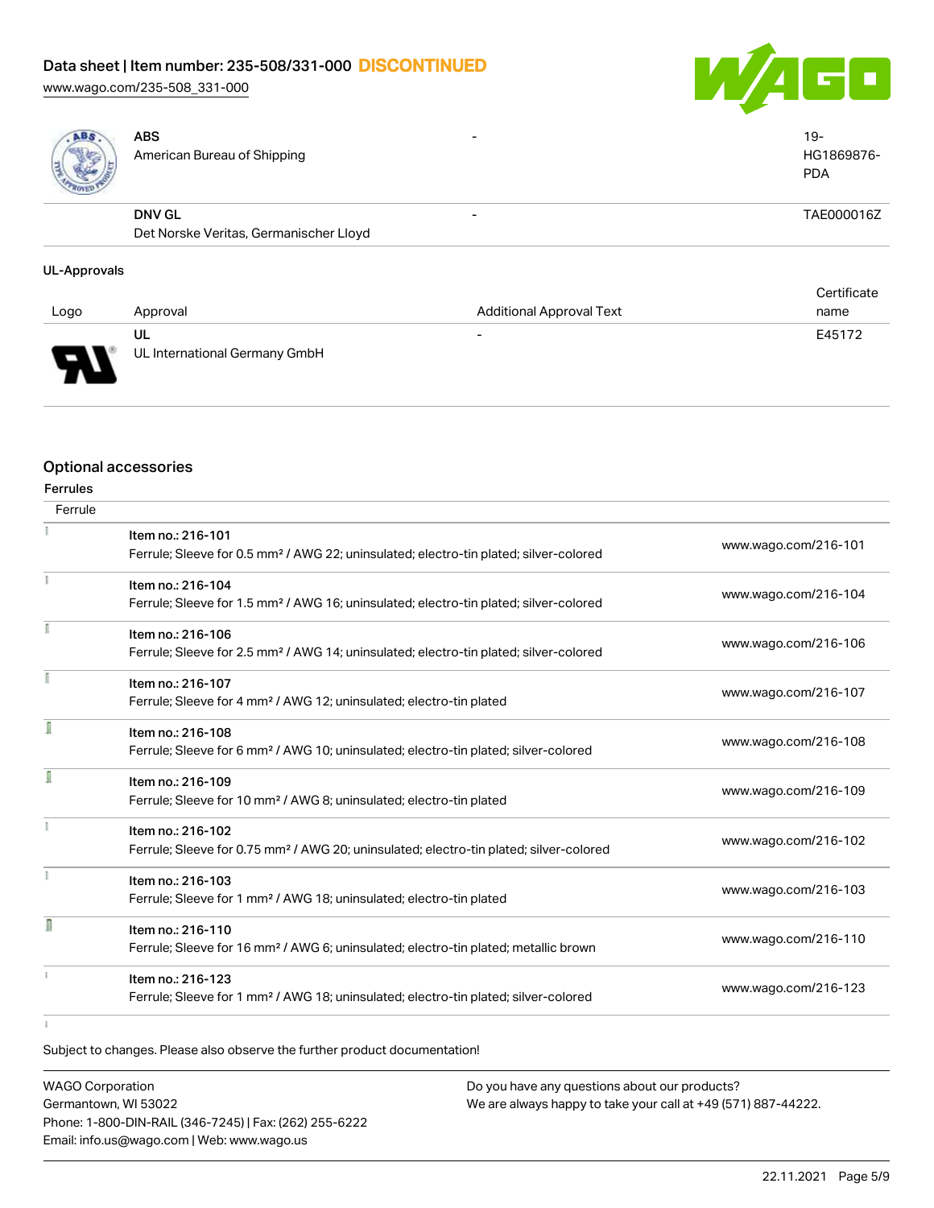| Logo | Approval | Additional Approval Text | Certificate name |
|---|---|---|---|
| | ABS<br>American Bureau of Shipping | - | 19-HG1869876-PDA |
| | DNV GL<br>Det Norske Veritas, Germanischer Lloyd | - | TAE000016Z |

### UL-Approvals

| Logo | Approval | Additional Approval Text | Certificate name |
|---|---|---|---|
| | UL<br>UL International Germany GmbH | - | E45172 |

## Optional accessories

### Ferrules

| Ferrule | | |
|---|---|---|
| | Item no.: 216-101<br>Ferrule; Sleeve for 0.5 mm² / AWG 22; uninsulated; electro-tin plated; silver-colored | www.wago.com/216-101 |
| | Item no.: 216-104<br>Ferrule; Sleeve for 1.5 mm² / AWG 16; uninsulated; electro-tin plated; silver-colored | www.wago.com/216-104 |
| | Item no.: 216-106<br>Ferrule; Sleeve for 2.5 mm² / AWG 14; uninsulated; electro-tin plated; silver-colored | www.wago.com/216-106 |
| | Item no.: 216-107<br>Ferrule; Sleeve for 4 mm² / AWG 12; uninsulated; electro-tin plated | www.wago.com/216-107 |
| | Item no.: 216-108<br>Ferrule; Sleeve for 6 mm² / AWG 10; uninsulated; electro-tin plated; silver-colored | www.wago.com/216-108 |
| | Item no.: 216-109<br>Ferrule; Sleeve for 10 mm² / AWG 8; uninsulated; electro-tin plated | www.wago.com/216-109 |
| | Item no.: 216-102<br>Ferrule; Sleeve for 0.75 mm² / AWG 20; uninsulated; electro-tin plated; silver-colored | www.wago.com/216-102 |
| | Item no.: 216-103<br>Ferrule; Sleeve for 1 mm² / AWG 18; uninsulated; electro-tin plated | www.wago.com/216-103 |
| | Item no.: 216-110<br>Ferrule; Sleeve for 16 mm² / AWG 6; uninsulated; electro-tin plated; metallic brown | www.wago.com/216-110 |
| | Item no.: 216-123<br>Ferrule; Sleeve for 1 mm² / AWG 18; uninsulated; electro-tin plated; silver-colored | www.wago.com/216-123 |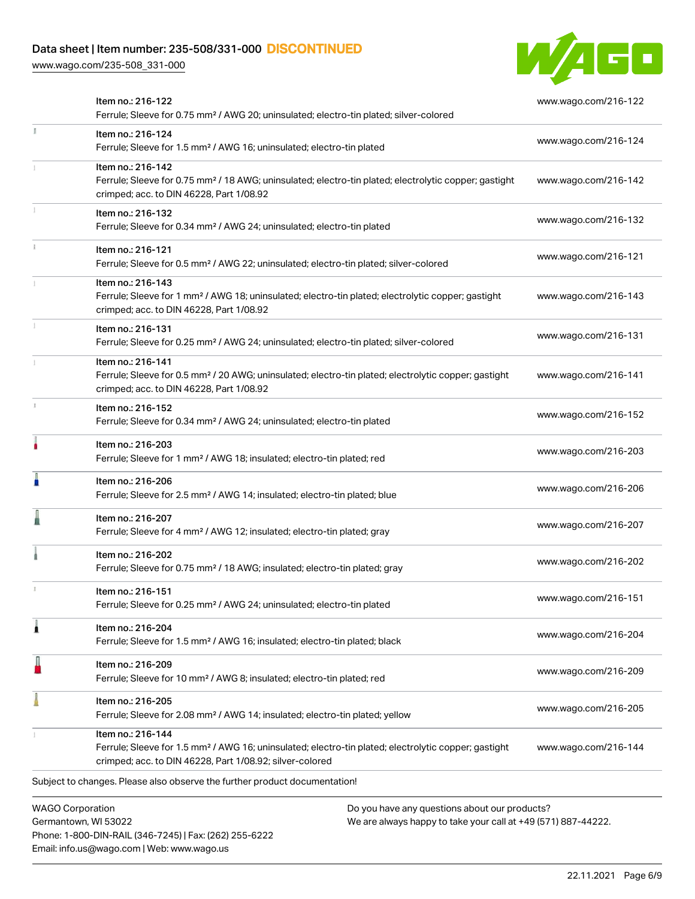| Item | Link |
|---|---|
| Item no.: 216-122<br>Ferrule; Sleeve for 0.75 mm² / AWG 20; uninsulated; electro-tin plated; silver-colored | www.wago.com/216-122 |
| Item no.: 216-124<br>Ferrule; Sleeve for 1.5 mm² / AWG 16; uninsulated; electro-tin plated | www.wago.com/216-124 |
| Item no.: 216-142<br>Ferrule; Sleeve for 0.75 mm² / 18 AWG; uninsulated; electro-tin plated; electrolytic copper; gastight crimped; acc. to DIN 46228, Part 1/08.92 | www.wago.com/216-142 |
| Item no.: 216-132<br>Ferrule; Sleeve for 0.34 mm² / AWG 24; uninsulated; electro-tin plated | www.wago.com/216-132 |
| Item no.: 216-121<br>Ferrule; Sleeve for 0.5 mm² / AWG 22; uninsulated; electro-tin plated; silver-colored | www.wago.com/216-121 |
| Item no.: 216-143<br>Ferrule; Sleeve for 1 mm² / AWG 18; uninsulated; electro-tin plated; electrolytic copper; gastight crimped; acc. to DIN 46228, Part 1/08.92 | www.wago.com/216-143 |
| Item no.: 216-131<br>Ferrule; Sleeve for 0.25 mm² / AWG 24; uninsulated; electro-tin plated; silver-colored | www.wago.com/216-131 |
| Item no.: 216-141<br>Ferrule; Sleeve for 0.5 mm² / 20 AWG; uninsulated; electro-tin plated; electrolytic copper; gastight crimped; acc. to DIN 46228, Part 1/08.92 | www.wago.com/216-141 |
| Item no.: 216-152<br>Ferrule; Sleeve for 0.34 mm² / AWG 24; uninsulated; electro-tin plated | www.wago.com/216-152 |
| Item no.: 216-203<br>Ferrule; Sleeve for 1 mm² / AWG 18; insulated; electro-tin plated; red | www.wago.com/216-203 |
| Item no.: 216-206<br>Ferrule; Sleeve for 2.5 mm² / AWG 14; insulated; electro-tin plated; blue | www.wago.com/216-206 |
| Item no.: 216-207<br>Ferrule; Sleeve for 4 mm² / AWG 12; insulated; electro-tin plated; gray | www.wago.com/216-207 |
| Item no.: 216-202<br>Ferrule; Sleeve for 0.75 mm² / 18 AWG; insulated; electro-tin plated; gray | www.wago.com/216-202 |
| Item no.: 216-151<br>Ferrule; Sleeve for 0.25 mm² / AWG 24; uninsulated; electro-tin plated | www.wago.com/216-151 |
| Item no.: 216-204<br>Ferrule; Sleeve for 1.5 mm² / AWG 16; insulated; electro-tin plated; black | www.wago.com/216-204 |
| Item no.: 216-209<br>Ferrule; Sleeve for 10 mm² / AWG 8; insulated; electro-tin plated; red | www.wago.com/216-209 |
| Item no.: 216-205<br>Ferrule; Sleeve for 2.08 mm² / AWG 14; insulated; electro-tin plated; yellow | www.wago.com/216-205 |
| Item no.: 216-144<br>Ferrule; Sleeve for 1.5 mm² / AWG 16; uninsulated; electro-tin plated; electrolytic copper; gastight crimped; acc. to DIN 46228, Part 1/08.92; silver-colored | www.wago.com/216-144 |

Subject to changes. Please also observe the further product documentation!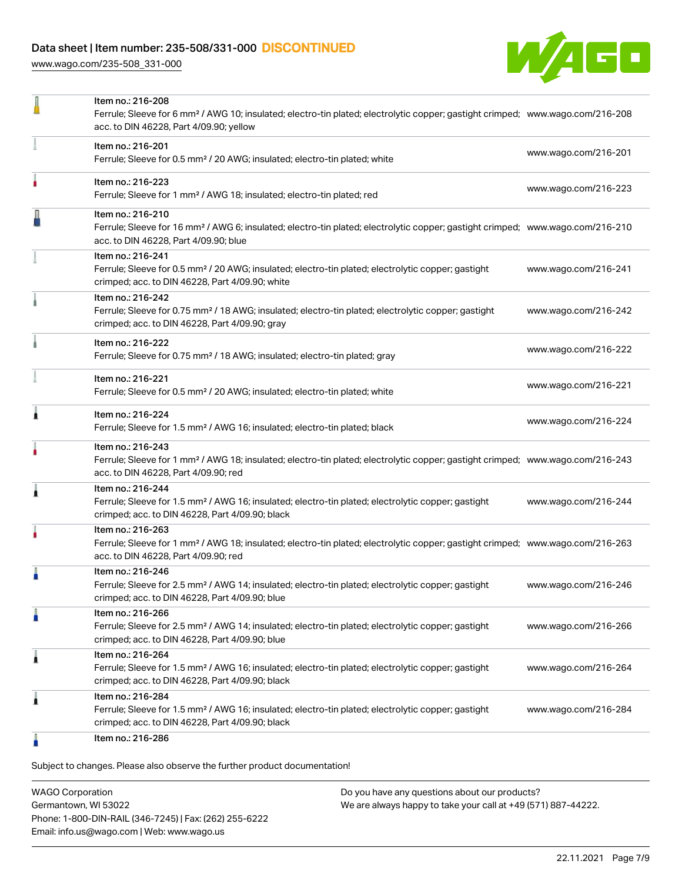| Item | URL |
|---|---|
| Item no.: 216-208<br>Ferrule; Sleeve for 6 mm² / AWG 10; insulated; electro-tin plated; electrolytic copper; gastight crimped; acc. to DIN 46228, Part 4/09.90; yellow | www.wago.com/216-208 |
| Item no.: 216-201<br>Ferrule; Sleeve for 0.5 mm² / 20 AWG; insulated; electro-tin plated; white | www.wago.com/216-201 |
| Item no.: 216-223<br>Ferrule; Sleeve for 1 mm² / AWG 18; insulated; electro-tin plated; red | www.wago.com/216-223 |
| Item no.: 216-210<br>Ferrule; Sleeve for 16 mm² / AWG 6; insulated; electro-tin plated; electrolytic copper; gastight crimped; acc. to DIN 46228, Part 4/09.90; blue | www.wago.com/216-210 |
| Item no.: 216-241<br>Ferrule; Sleeve for 0.5 mm² / 20 AWG; insulated; electro-tin plated; electrolytic copper; gastight crimped; acc. to DIN 46228, Part 4/09.90; white | www.wago.com/216-241 |
| Item no.: 216-242<br>Ferrule; Sleeve for 0.75 mm² / 18 AWG; insulated; electro-tin plated; electrolytic copper; gastight crimped; acc. to DIN 46228, Part 4/09.90; gray | www.wago.com/216-242 |
| Item no.: 216-222<br>Ferrule; Sleeve for 0.75 mm² / 18 AWG; insulated; electro-tin plated; gray | www.wago.com/216-222 |
| Item no.: 216-221<br>Ferrule; Sleeve for 0.5 mm² / 20 AWG; insulated; electro-tin plated; white | www.wago.com/216-221 |
| Item no.: 216-224<br>Ferrule; Sleeve for 1.5 mm² / AWG 16; insulated; electro-tin plated; black | www.wago.com/216-224 |
| Item no.: 216-243<br>Ferrule; Sleeve for 1 mm² / AWG 18; insulated; electro-tin plated; electrolytic copper; gastight crimped; acc. to DIN 46228, Part 4/09.90; red | www.wago.com/216-243 |
| Item no.: 216-244<br>Ferrule; Sleeve for 1.5 mm² / AWG 16; insulated; electro-tin plated; electrolytic copper; gastight crimped; acc. to DIN 46228, Part 4/09.90; black | www.wago.com/216-244 |
| Item no.: 216-263<br>Ferrule; Sleeve for 1 mm² / AWG 18; insulated; electro-tin plated; electrolytic copper; gastight crimped; acc. to DIN 46228, Part 4/09.90; red | www.wago.com/216-263 |
| Item no.: 216-246<br>Ferrule; Sleeve for 2.5 mm² / AWG 14; insulated; electro-tin plated; electrolytic copper; gastight crimped; acc. to DIN 46228, Part 4/09.90; blue | www.wago.com/216-246 |
| Item no.: 216-266<br>Ferrule; Sleeve for 2.5 mm² / AWG 14; insulated; electro-tin plated; electrolytic copper; gastight crimped; acc. to DIN 46228, Part 4/09.90; blue | www.wago.com/216-266 |
| Item no.: 216-264<br>Ferrule; Sleeve for 1.5 mm² / AWG 16; insulated; electro-tin plated; electrolytic copper; gastight crimped; acc. to DIN 46228, Part 4/09.90; black | www.wago.com/216-264 |
| Item no.: 216-284<br>Ferrule; Sleeve for 1.5 mm² / AWG 16; insulated; electro-tin plated; electrolytic copper; gastight crimped; acc. to DIN 46228, Part 4/09.90; black | www.wago.com/216-284 |
| Item no.: 216-286 | |

Subject to changes. Please also observe the further product documentation!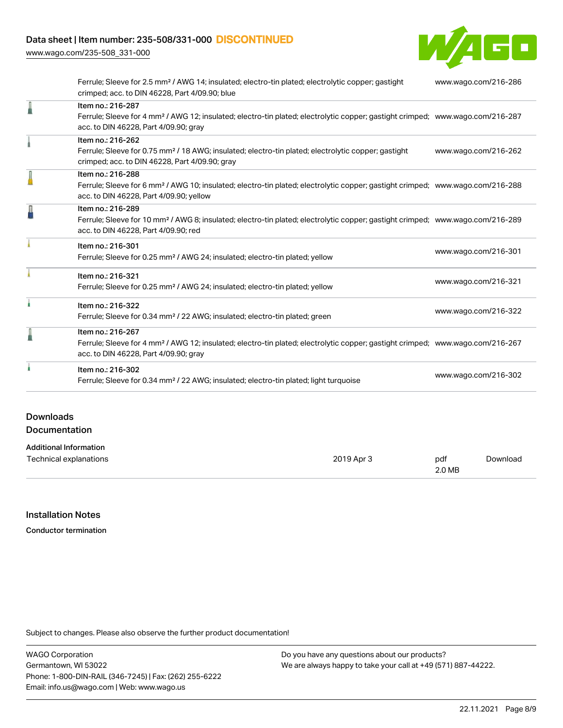| | |
|---|---|
| Ferrule; Sleeve for 2.5 mm² / AWG 14; insulated; electro-tin plated; electrolytic copper; gastight crimped; acc. to DIN 46228, Part 4/09.90; blue | www.wago.com/216-286 |
| Item no.: 216-287<br>Ferrule; Sleeve for 4 mm² / AWG 12; insulated; electro-tin plated; electrolytic copper; gastight crimped; acc. to DIN 46228, Part 4/09.90; gray | www.wago.com/216-287 |
| Item no.: 216-262<br>Ferrule; Sleeve for 0.75 mm² / 18 AWG; insulated; electro-tin plated; electrolytic copper; gastight crimped; acc. to DIN 46228, Part 4/09.90; gray | www.wago.com/216-262 |
| Item no.: 216-288<br>Ferrule; Sleeve for 6 mm² / AWG 10; insulated; electro-tin plated; electrolytic copper; gastight crimped; acc. to DIN 46228, Part 4/09.90; yellow | www.wago.com/216-288 |
| Item no.: 216-289<br>Ferrule; Sleeve for 10 mm² / AWG 8; insulated; electro-tin plated; electrolytic copper; gastight crimped; acc. to DIN 46228, Part 4/09.90; red | www.wago.com/216-289 |
| Item no.: 216-301<br>Ferrule; Sleeve for 0.25 mm² / AWG 24; insulated; electro-tin plated; yellow | www.wago.com/216-301 |
| Item no.: 216-321<br>Ferrule; Sleeve for 0.25 mm² / AWG 24; insulated; electro-tin plated; yellow | www.wago.com/216-321 |
| Item no.: 216-322<br>Ferrule; Sleeve for 0.34 mm² / 22 AWG; insulated; electro-tin plated; green | www.wago.com/216-322 |
| Item no.: 216-267<br>Ferrule; Sleeve for 4 mm² / AWG 12; insulated; electro-tin plated; electrolytic copper; gastight crimped; acc. to DIN 46228, Part 4/09.90; gray | www.wago.com/216-267 |
| Item no.: 216-302<br>Ferrule; Sleeve for 0.34 mm² / 22 AWG; insulated; electro-tin plated; light turquoise | www.wago.com/216-302 |

## Downloads

### Documentation

**Additional Information**

| | | | |
|---|---|---|---|
| Technical explanations | 2019 Apr 3 | pdf<br>2.0 MB | Download |

## Installation Notes

**Conductor termination**

Subject to changes. Please also observe the further product documentation!

WAGO Corporation
Germantown, WI 53022
Phone: 1-800-DIN-RAIL (346-7245) | Fax: (262) 255-6222
Email: info.us@wago.com | Web: www.wago.us

Do you have any questions about our products?
We are always happy to take your call at +49 (571) 887-44222.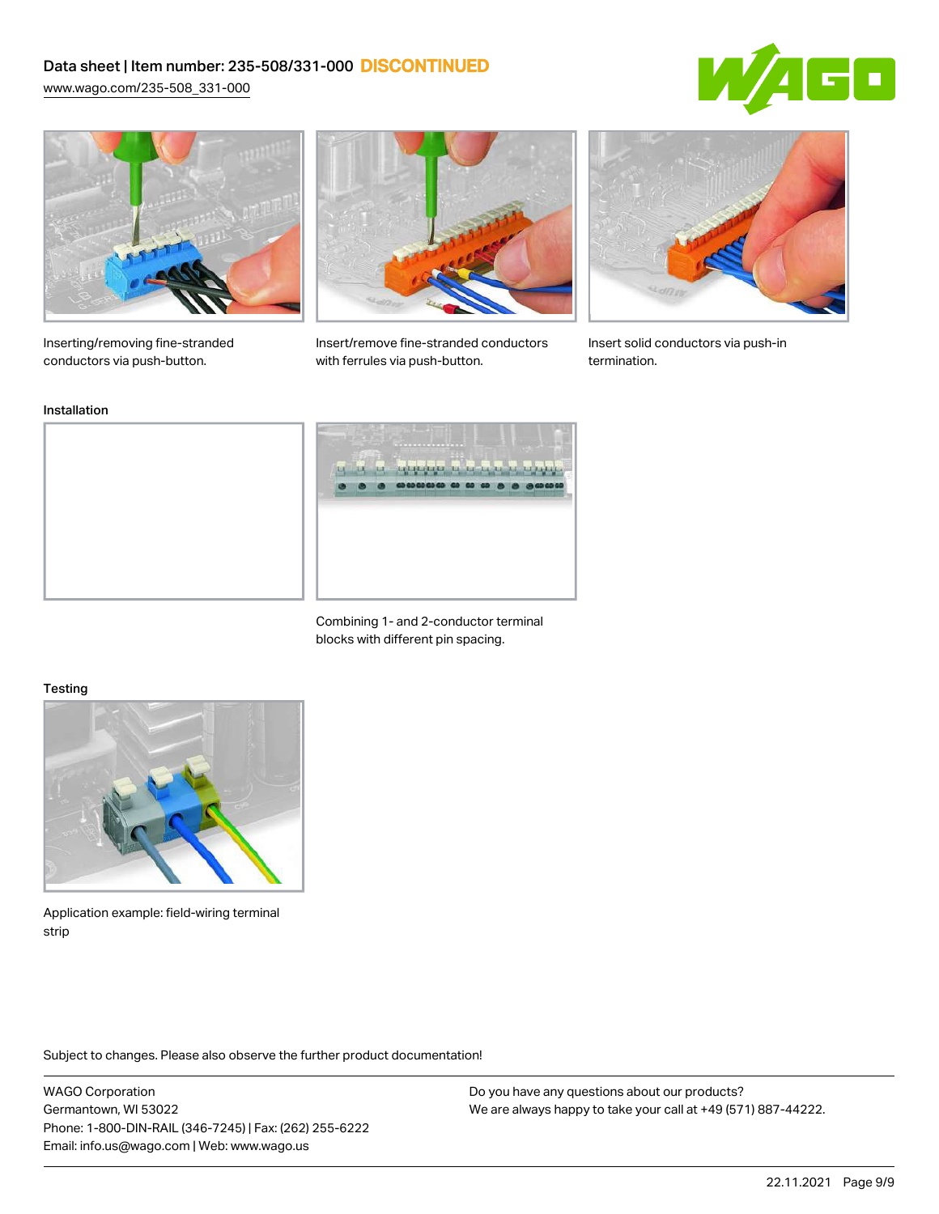Inserting/removing fine-stranded conductors via push-button.

Insert/remove fine-stranded conductors with ferrules via push-button.

Insert solid conductors via push-in termination.

Installation

Combining 1- and 2-conductor terminal blocks with different pin spacing.

Testing

Application example: field-wiring terminal strip

Subject to changes. Please also observe the further product documentation!

WAGO Corporation
Germantown, WI 53022
Phone: 1-800-DIN-RAIL (346-7245) | Fax: (262) 255-6222
Email: info.us@wago.com | Web: www.wago.us

Do you have any questions about our products?
We are always happy to take your call at +49 (571) 887-44222.